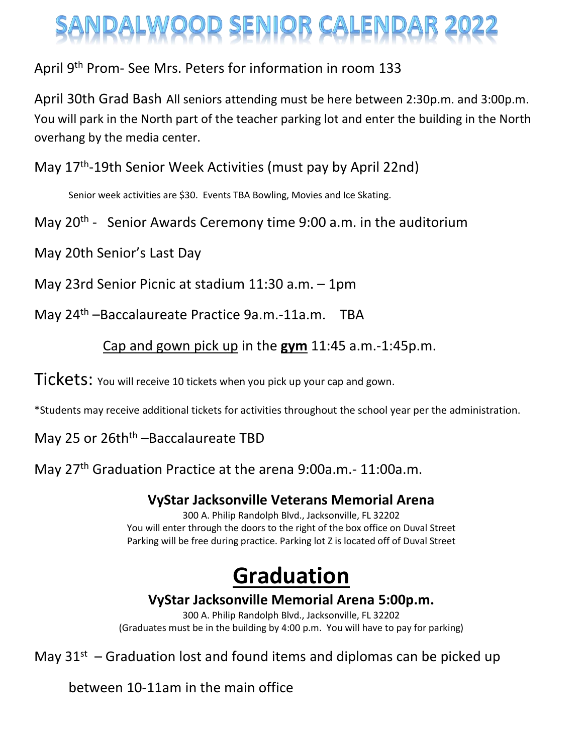# SANDALWOOD SENIOR CALENDAR 2022

April 9th Prom- See Mrs. Peters for information in room 133

April 30th Grad Bash All seniors attending must be here between 2:30p.m. and 3:00p.m. You will park in the North part of the teacher parking lot and enter the building in the North overhang by the media center.

May 17th-19th Senior Week Activities (must pay by April 22nd)

Senior week activities are $30. Events TBA Bowling, Movies and Ice Skating.

May 20th - Senior Awards Ceremony time 9:00 a.m. in the auditorium

May 20th Senior's Last Day

May 23rd Senior Picnic at stadium 11:30 a.m. – 1pm

May 24th –Baccalaureate Practice 9a.m.-11a.m. TBA

Cap and gown pick up in the **gym** 11:45 a.m.-1:45p.m.

Tickets: You will receive 10 tickets when you pick up your cap and gown.

*Students may receive additional tickets for activities throughout the school year per the administration.

May 25 or 26thth –Baccalaureate TBD

May 27th Graduation Practice at the arena 9:00a.m.- 11:00a.m.

**VyStar Jacksonville Veterans Memorial Arena**

300 A. Philip Randolph Blvd., Jacksonville, FL 32202
You will enter through the doors to the right of the box office on Duval Street
Parking will be free during practice. Parking lot Z is located off of Duval Street

## Graduation

**VyStar Jacksonville Memorial Arena 5:00p.m.**

300 A. Philip Randolph Blvd., Jacksonville, FL 32202
(Graduates must be in the building by 4:00 p.m. You will have to pay for parking)

May 31st – Graduation lost and found items and diplomas can be picked up between 10-11am in the main office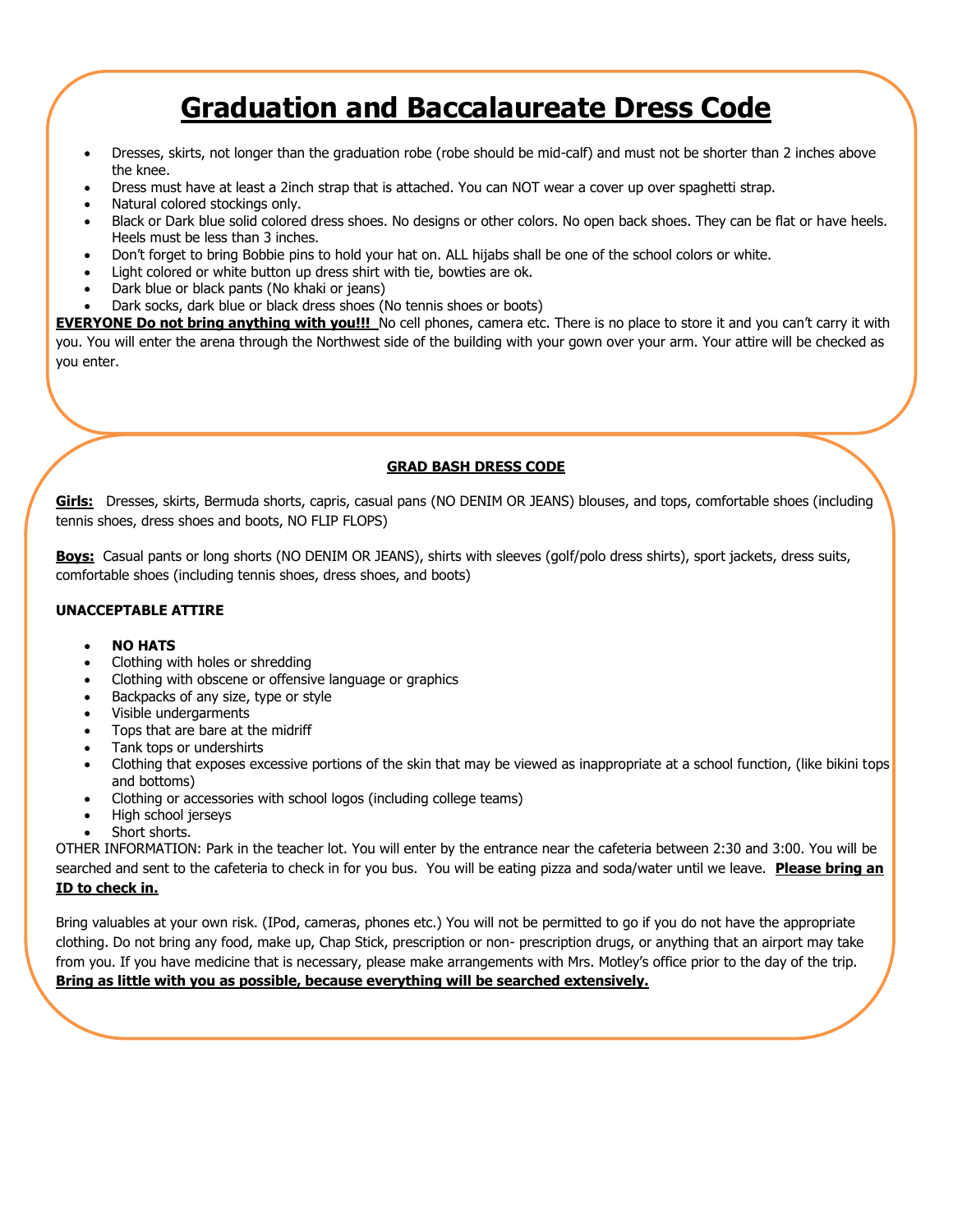# Graduation and Baccalaureate Dress Code

- Dresses, skirts, not longer than the graduation robe (robe should be mid-calf) and must not be shorter than 2 inches above the knee.
- Dress must have at least a 2inch strap that is attached. You can NOT wear a cover up over spaghetti strap.
- Natural colored stockings only.
- Black or Dark blue solid colored dress shoes. No designs or other colors. No open back shoes. They can be flat or have heels. Heels must be less than 3 inches.
- Don't forget to bring Bobbie pins to hold your hat on. ALL hijabs shall be one of the school colors or white.
- Light colored or white button up dress shirt with tie, bowties are ok.
- Dark blue or black pants (No khaki or jeans)
- Dark socks, dark blue or black dress shoes (No tennis shoes or boots)

**EVERYONE Do not bring anything with you!!!** No cell phones, camera etc. There is no place to store it and you can't carry it with you. You will enter the arena through the Northwest side of the building with your gown over your arm. Your attire will be checked as you enter.

## GRAD BASH DRESS CODE

**Girls:** Dresses, skirts, Bermuda shorts, capris, casual pans (NO DENIM OR JEANS) blouses, and tops, comfortable shoes (including tennis shoes, dress shoes and boots, NO FLIP FLOPS)

**Boys:** Casual pants or long shorts (NO DENIM OR JEANS), shirts with sleeves (golf/polo dress shirts), sport jackets, dress suits, comfortable shoes (including tennis shoes, dress shoes, and boots)

**UNACCEPTABLE ATTIRE**

- **NO HATS**
- Clothing with holes or shredding
- Clothing with obscene or offensive language or graphics
- Backpacks of any size, type or style
- Visible undergarments
- Tops that are bare at the midriff
- Tank tops or undershirts
- Clothing that exposes excessive portions of the skin that may be viewed as inappropriate at a school function, (like bikini tops and bottoms)
- Clothing or accessories with school logos (including college teams)
- High school jerseys
- Short shorts.

OTHER INFORMATION: Park in the teacher lot. You will enter by the entrance near the cafeteria between 2:30 and 3:00. You will be searched and sent to the cafeteria to check in for you bus. You will be eating pizza and soda/water until we leave. **Please bring an ID to check in.**

Bring valuables at your own risk. (IPod, cameras, phones etc.) You will not be permitted to go if you do not have the appropriate clothing. Do not bring any food, make up, Chap Stick, prescription or non- prescription drugs, or anything that an airport may take from you. If you have medicine that is necessary, please make arrangements with Mrs. Motley's office prior to the day of the trip. **Bring as little with you as possible, because everything will be searched extensively.**